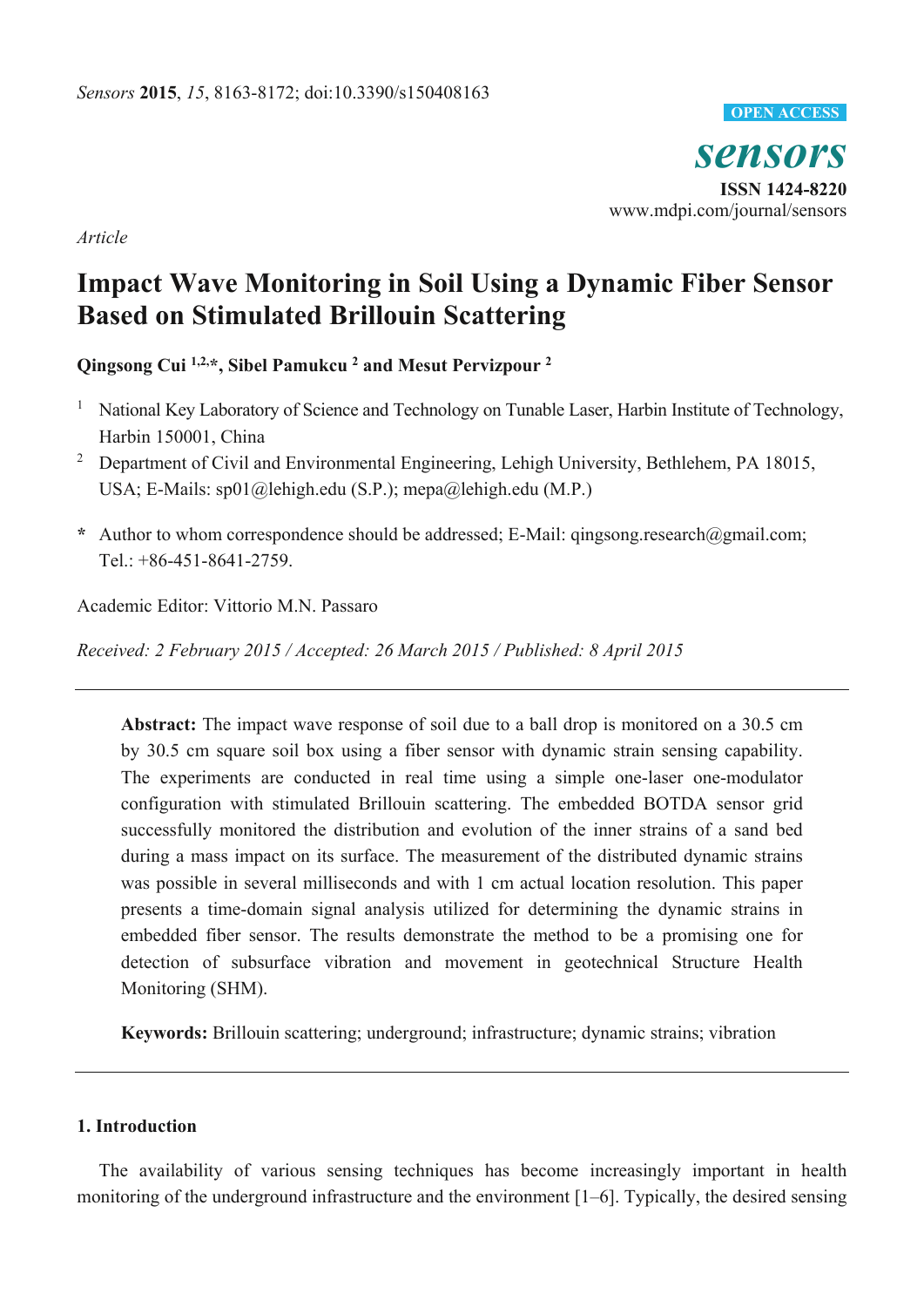*Article*

# Impact Wave Monitoring in Soil Using a Dynamic Fiber Sensor Based on Stimulated Brillouin Scattering

**Qingsong Cui [1,2,*], Sibel Pamukcu [2] and Mesut Pervizpour [2]**

[1] National Key Laboratory of Science and Technology on Tunable Laser, Harbin Institute of Technology, Harbin 150001, China

[2] Department of Civil and Environmental Engineering, Lehigh University, Bethlehem, PA 18015, USA; E-Mails: sp01@lehigh.edu (S.P.); mepa@lehigh.edu (M.P.)

**\*** Author to whom correspondence should be addressed; E-Mail: qingsong.research@gmail.com; Tel.: +86-451-8641-2759.

Academic Editor: Vittorio M.N. Passaro

*Received: 2 February 2015 / Accepted: 26 March 2015 / Published: 8 April 2015*

---

**Abstract:** The impact wave response of soil due to a ball drop is monitored on a 30.5 cm by 30.5 cm square soil box using a fiber sensor with dynamic strain sensing capability. The experiments are conducted in real time using a simple one-laser one-modulator configuration with stimulated Brillouin scattering. The embedded BOTDA sensor grid successfully monitored the distribution and evolution of the inner strains of a sand bed during a mass impact on its surface. The measurement of the distributed dynamic strains was possible in several milliseconds and with 1 cm actual location resolution. This paper presents a time-domain signal analysis utilized for determining the dynamic strains in embedded fiber sensor. The results demonstrate the method to be a promising one for detection of subsurface vibration and movement in geotechnical Structure Health Monitoring (SHM).

**Keywords:** Brillouin scattering; underground; infrastructure; dynamic strains; vibration

---

## 1. Introduction

The availability of various sensing techniques has become increasingly important in health monitoring of the underground infrastructure and the environment [1–6]. Typically, the desired sensing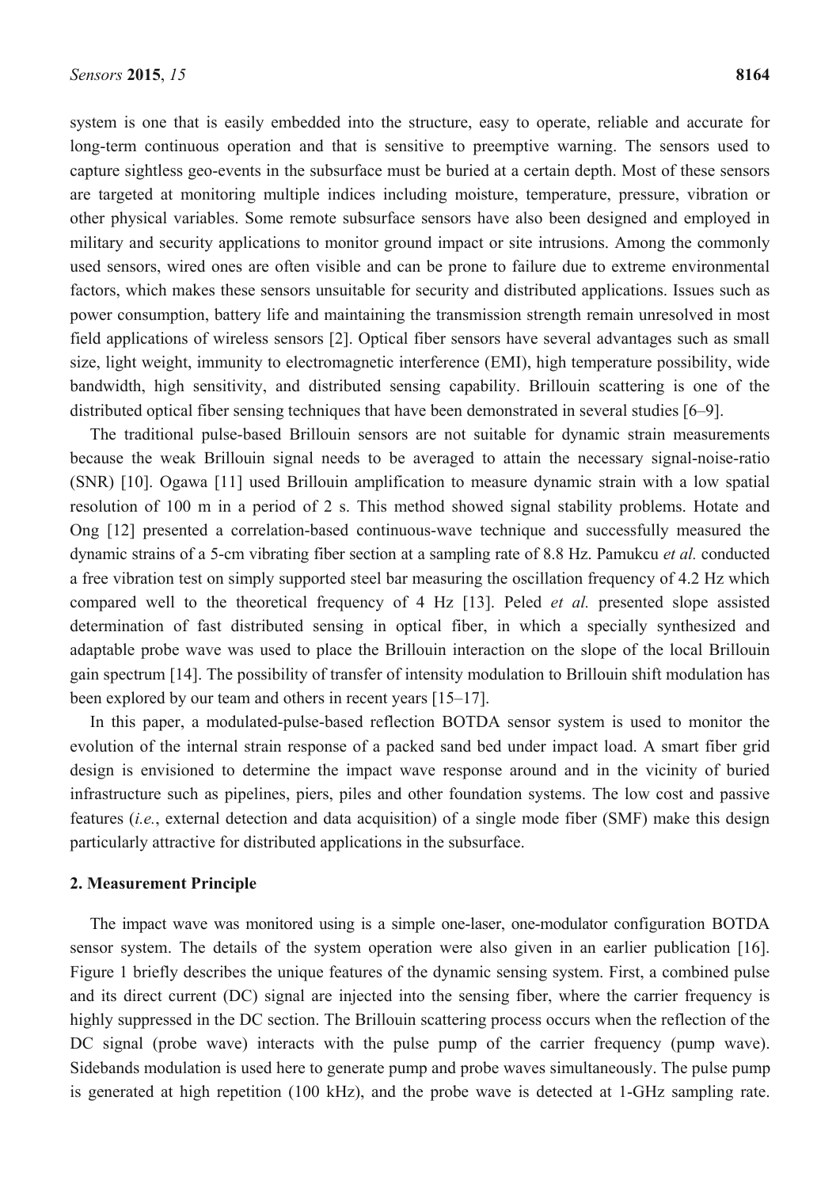system is one that is easily embedded into the structure, easy to operate, reliable and accurate for long-term continuous operation and that is sensitive to preemptive warning. The sensors used to capture sightless geo-events in the subsurface must be buried at a certain depth. Most of these sensors are targeted at monitoring multiple indices including moisture, temperature, pressure, vibration or other physical variables. Some remote subsurface sensors have also been designed and employed in military and security applications to monitor ground impact or site intrusions. Among the commonly used sensors, wired ones are often visible and can be prone to failure due to extreme environmental factors, which makes these sensors unsuitable for security and distributed applications. Issues such as power consumption, battery life and maintaining the transmission strength remain unresolved in most field applications of wireless sensors [2]. Optical fiber sensors have several advantages such as small size, light weight, immunity to electromagnetic interference (EMI), high temperature possibility, wide bandwidth, high sensitivity, and distributed sensing capability. Brillouin scattering is one of the distributed optical fiber sensing techniques that have been demonstrated in several studies [6–9].

The traditional pulse-based Brillouin sensors are not suitable for dynamic strain measurements because the weak Brillouin signal needs to be averaged to attain the necessary signal-noise-ratio (SNR) [10]. Ogawa [11] used Brillouin amplification to measure dynamic strain with a low spatial resolution of 100 m in a period of 2 s. This method showed signal stability problems. Hotate and Ong [12] presented a correlation-based continuous-wave technique and successfully measured the dynamic strains of a 5-cm vibrating fiber section at a sampling rate of 8.8 Hz. Pamukcu *et al.* conducted a free vibration test on simply supported steel bar measuring the oscillation frequency of 4.2 Hz which compared well to the theoretical frequency of 4 Hz [13]. Peled *et al.* presented slope assisted determination of fast distributed sensing in optical fiber, in which a specially synthesized and adaptable probe wave was used to place the Brillouin interaction on the slope of the local Brillouin gain spectrum [14]. The possibility of transfer of intensity modulation to Brillouin shift modulation has been explored by our team and others in recent years [15–17].

In this paper, a modulated-pulse-based reflection BOTDA sensor system is used to monitor the evolution of the internal strain response of a packed sand bed under impact load. A smart fiber grid design is envisioned to determine the impact wave response around and in the vicinity of buried infrastructure such as pipelines, piers, piles and other foundation systems. The low cost and passive features (*i.e.*, external detection and data acquisition) of a single mode fiber (SMF) make this design particularly attractive for distributed applications in the subsurface.

## 2. Measurement Principle

The impact wave was monitored using is a simple one-laser, one-modulator configuration BOTDA sensor system. The details of the system operation were also given in an earlier publication [16]. Figure 1 briefly describes the unique features of the dynamic sensing system. First, a combined pulse and its direct current (DC) signal are injected into the sensing fiber, where the carrier frequency is highly suppressed in the DC section. The Brillouin scattering process occurs when the reflection of the DC signal (probe wave) interacts with the pulse pump of the carrier frequency (pump wave). Sidebands modulation is used here to generate pump and probe waves simultaneously. The pulse pump is generated at high repetition (100 kHz), and the probe wave is detected at 1-GHz sampling rate.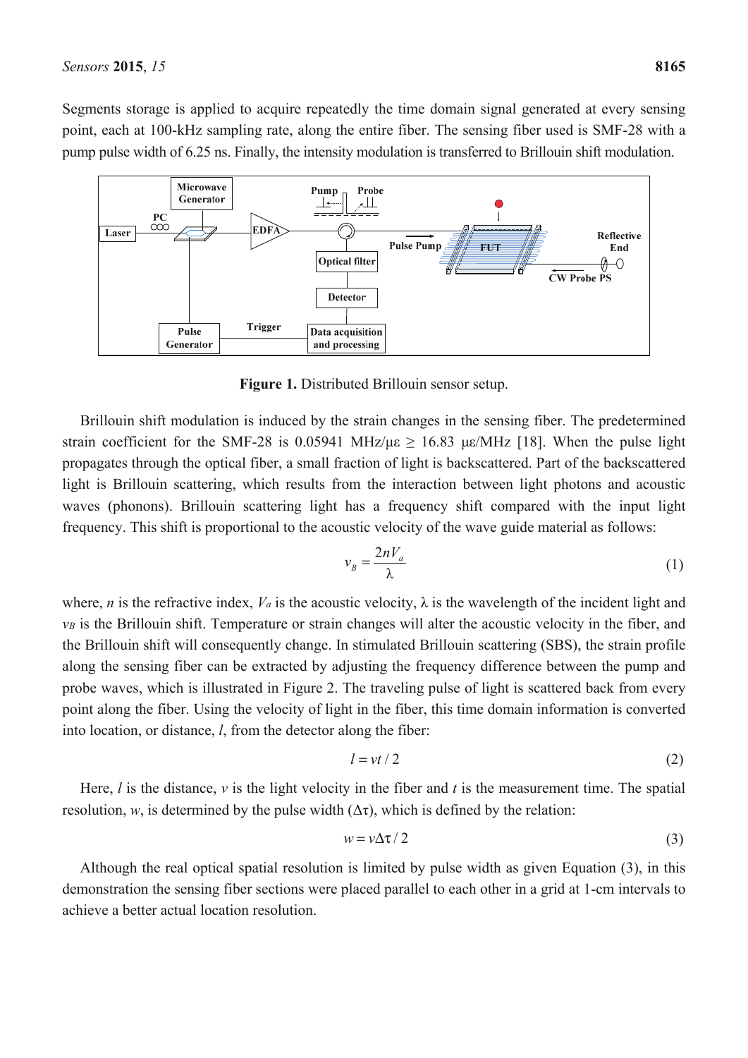Segments storage is applied to acquire repeatedly the time domain signal generated at every sensing point, each at 100-kHz sampling rate, along the entire fiber. The sensing fiber used is SMF-28 with a pump pulse width of 6.25 ns. Finally, the intensity modulation is transferred to Brillouin shift modulation.

**Figure 1.** Distributed Brillouin sensor setup.

Brillouin shift modulation is induced by the strain changes in the sensing fiber. The predetermined strain coefficient for the SMF-28 is 0.05941 MHz/με ≥ 16.83 με/MHz [18]. When the pulse light propagates through the optical fiber, a small fraction of light is backscattered. Part of the backscattered light is Brillouin scattering, which results from the interaction between light photons and acoustic waves (phonons). Brillouin scattering light has a frequency shift compared with the input light frequency. This shift is proportional to the acoustic velocity of the wave guide material as follows:

$$v_B = \frac{2nV_a}{\lambda} \tag{1}$$

where, $n$ is the refractive index, $V_a$ is the acoustic velocity, $\lambda$ is the wavelength of the incident light and $v_B$ is the Brillouin shift. Temperature or strain changes will alter the acoustic velocity in the fiber, and the Brillouin shift will consequently change. In stimulated Brillouin scattering (SBS), the strain profile along the sensing fiber can be extracted by adjusting the frequency difference between the pump and probe waves, which is illustrated in Figure 2. The traveling pulse of light is scattered back from every point along the fiber. Using the velocity of light in the fiber, this time domain information is converted into location, or distance, $l$, from the detector along the fiber:

$$l = vt/2 \tag{2}$$

Here, $l$ is the distance, $v$ is the light velocity in the fiber and $t$ is the measurement time. The spatial resolution, $w$, is determined by the pulse width ($\Delta\tau$), which is defined by the relation:

$$w = v\Delta\tau/2 \tag{3}$$

Although the real optical spatial resolution is limited by pulse width as given Equation (3), in this demonstration the sensing fiber sections were placed parallel to each other in a grid at 1-cm intervals to achieve a better actual location resolution.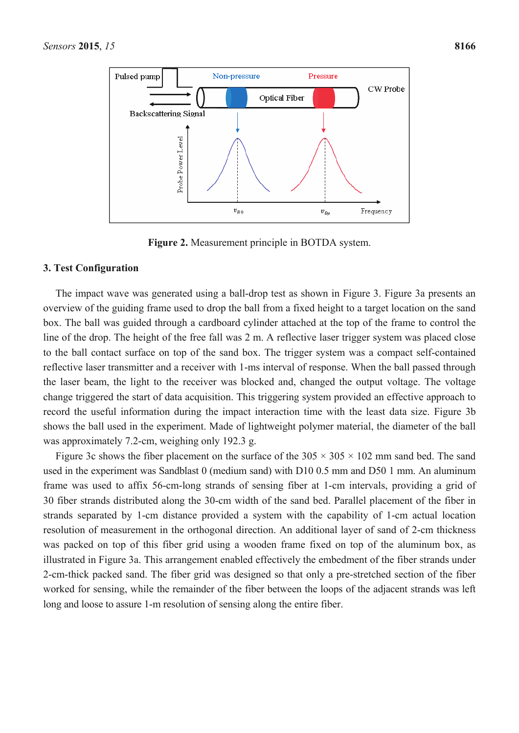**Figure 2.** Measurement principle in BOTDA system.

## 3. Test Configuration

The impact wave was generated using a ball-drop test as shown in Figure 3. Figure 3a presents an overview of the guiding frame used to drop the ball from a fixed height to a target location on the sand box. The ball was guided through a cardboard cylinder attached at the top of the frame to control the line of the drop. The height of the free fall was 2 m. A reflective laser trigger system was placed close to the ball contact surface on top of the sand box. The trigger system was a compact self-contained reflective laser transmitter and a receiver with 1-ms interval of response. When the ball passed through the laser beam, the light to the receiver was blocked and, changed the output voltage. The voltage change triggered the start of data acquisition. This triggering system provided an effective approach to record the useful information during the impact interaction time with the least data size. Figure 3b shows the ball used in the experiment. Made of lightweight polymer material, the diameter of the ball was approximately 7.2-cm, weighing only 192.3 g.

Figure 3c shows the fiber placement on the surface of the 305 × 305 × 102 mm sand bed. The sand used in the experiment was Sandblast 0 (medium sand) with D10 0.5 mm and D50 1 mm. An aluminum frame was used to affix 56-cm-long strands of sensing fiber at 1-cm intervals, providing a grid of 30 fiber strands distributed along the 30-cm width of the sand bed. Parallel placement of the fiber in strands separated by 1-cm distance provided a system with the capability of 1-cm actual location resolution of measurement in the orthogonal direction. An additional layer of sand of 2-cm thickness was packed on top of this fiber grid using a wooden frame fixed on top of the aluminum box, as illustrated in Figure 3a. This arrangement enabled effectively the embedment of the fiber strands under 2-cm-thick packed sand. The fiber grid was designed so that only a pre-stretched section of the fiber worked for sensing, while the remainder of the fiber between the loops of the adjacent strands was left long and loose to assure 1-m resolution of sensing along the entire fiber.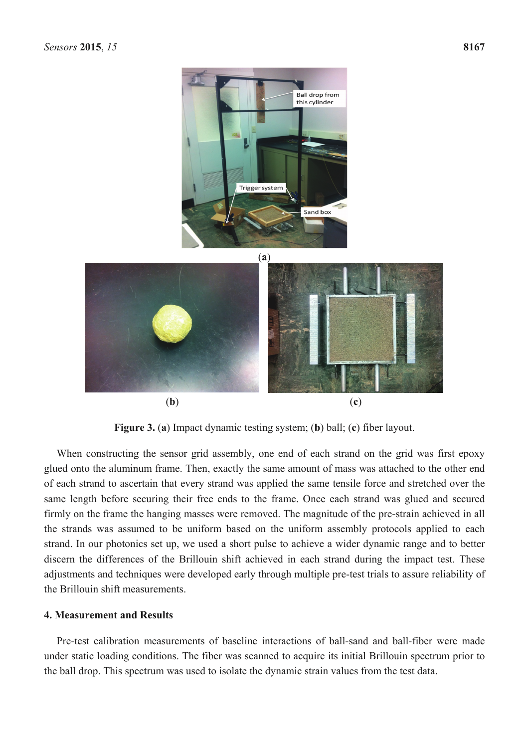**Figure 3.** (**a**) Impact dynamic testing system; (**b**) ball; (**c**) fiber layout.

When constructing the sensor grid assembly, one end of each strand on the grid was first epoxy glued onto the aluminum frame. Then, exactly the same amount of mass was attached to the other end of each strand to ascertain that every strand was applied the same tensile force and stretched over the same length before securing their free ends to the frame. Once each strand was glued and secured firmly on the frame the hanging masses were removed. The magnitude of the pre-strain achieved in all the strands was assumed to be uniform based on the uniform assembly protocols applied to each strand. In our photonics set up, we used a short pulse to achieve a wider dynamic range and to better discern the differences of the Brillouin shift achieved in each strand during the impact test. These adjustments and techniques were developed early through multiple pre-test trials to assure reliability of the Brillouin shift measurements.

## 4. Measurement and Results

Pre-test calibration measurements of baseline interactions of ball-sand and ball-fiber were made under static loading conditions. The fiber was scanned to acquire its initial Brillouin spectrum prior to the ball drop. This spectrum was used to isolate the dynamic strain values from the test data.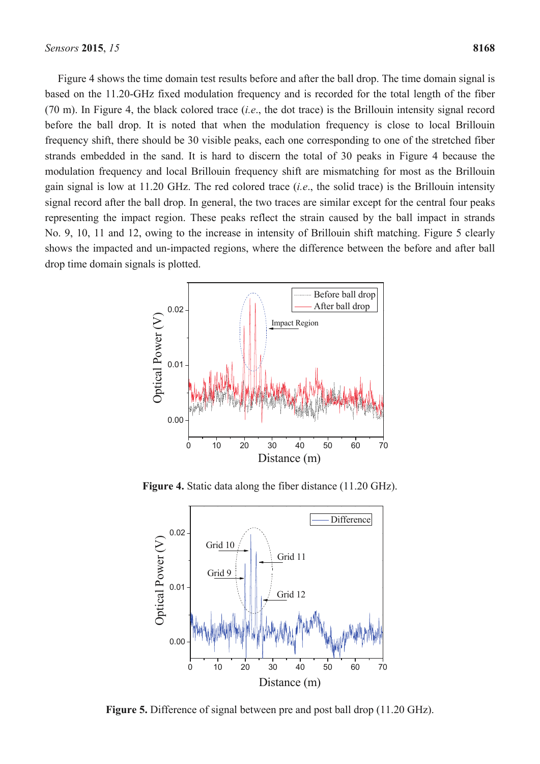Figure 4 shows the time domain test results before and after the ball drop. The time domain signal is based on the 11.20-GHz fixed modulation frequency and is recorded for the total length of the fiber (70 m). In Figure 4, the black colored trace (*i.e.*, the dot trace) is the Brillouin intensity signal record before the ball drop. It is noted that when the modulation frequency is close to local Brillouin frequency shift, there should be 30 visible peaks, each one corresponding to one of the stretched fiber strands embedded in the sand. It is hard to discern the total of 30 peaks in Figure 4 because the modulation frequency and local Brillouin frequency shift are mismatching for most as the Brillouin gain signal is low at 11.20 GHz. The red colored trace (*i.e.*, the solid trace) is the Brillouin intensity signal record after the ball drop. In general, the two traces are similar except for the central four peaks representing the impact region. These peaks reflect the strain caused by the ball impact in strands No. 9, 10, 11 and 12, owing to the increase in intensity of Brillouin shift matching. Figure 5 clearly shows the impacted and un-impacted regions, where the difference between the before and after ball drop time domain signals is plotted.

**Figure 4.** Static data along the fiber distance (11.20 GHz).

**Figure 5.** Difference of signal between pre and post ball drop (11.20 GHz).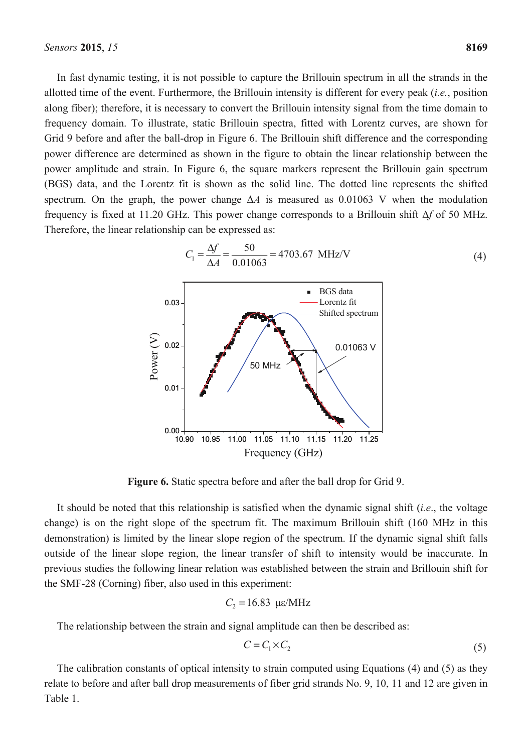In fast dynamic testing, it is not possible to capture the Brillouin spectrum in all the strands in the allotted time of the event. Furthermore, the Brillouin intensity is different for every peak (*i.e.*, position along fiber); therefore, it is necessary to convert the Brillouin intensity signal from the time domain to frequency domain. To illustrate, static Brillouin spectra, fitted with Lorentz curves, are shown for Grid 9 before and after the ball-drop in Figure 6. The Brillouin shift difference and the corresponding power difference are determined as shown in the figure to obtain the linear relationship between the power amplitude and strain. In Figure 6, the square markers represent the Brillouin gain spectrum (BGS) data, and the Lorentz fit is shown as the solid line. The dotted line represents the shifted spectrum. On the graph, the power change $\Delta A$ is measured as 0.01063 V when the modulation frequency is fixed at 11.20 GHz. This power change corresponds to a Brillouin shift $\Delta f$ of 50 MHz. Therefore, the linear relationship can be expressed as:

$$C_1 = \frac{\Delta f}{\Delta A} = \frac{50}{0.01063} = 4703.67 \text{ MHz/V} \tag{4}$$

**Figure 6.** Static spectra before and after the ball drop for Grid 9.

It should be noted that this relationship is satisfied when the dynamic signal shift (*i.e*., the voltage change) is on the right slope of the spectrum fit. The maximum Brillouin shift (160 MHz in this demonstration) is limited by the linear slope region of the spectrum. If the dynamic signal shift falls outside of the linear slope region, the linear transfer of shift to intensity would be inaccurate. In previous studies the following linear relation was established between the strain and Brillouin shift for the SMF-28 (Corning) fiber, also used in this experiment:

$$C_2 = 16.83 \ \mu\varepsilon/\text{MHz}$$

The relationship between the strain and signal amplitude can then be described as:

$$C = C_1 \times C_2 \tag{5}$$

The calibration constants of optical intensity to strain computed using Equations (4) and (5) as they relate to before and after ball drop measurements of fiber grid strands No. 9, 10, 11 and 12 are given in Table 1.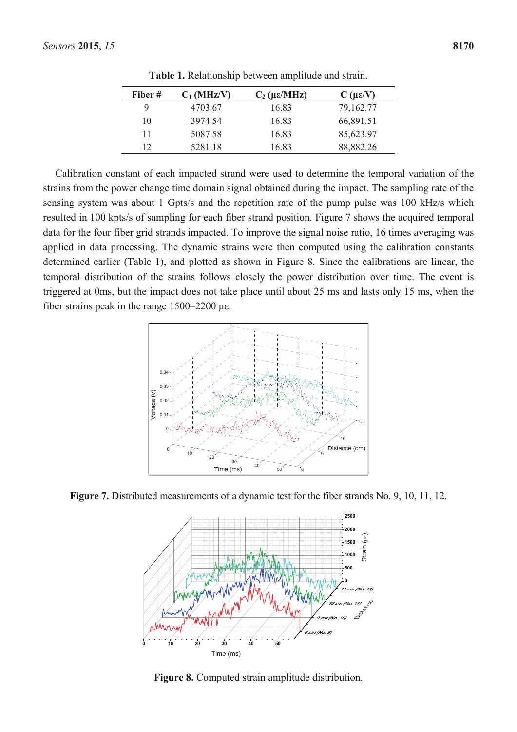Table 1. Relationship between amplitude and strain.

| Fiber # | $C_1$ (MHz/V) | $C_2$ (με/MHz) | C (με/V) |
|---|---|---|---|
| 9 | 4703.67 | 16.83 | 79,162.77 |
| 10 | 3974.54 | 16.83 | 66,891.51 |
| 11 | 5087.58 | 16.83 | 85,623.97 |
| 12 | 5281.18 | 16.83 | 88,882.26 |

Calibration constant of each impacted strand were used to determine the temporal variation of the strains from the power change time domain signal obtained during the impact. The sampling rate of the sensing system was about 1 Gpts/s and the repetition rate of the pump pulse was 100 kHz/s which resulted in 100 kpts/s of sampling for each fiber strand position. Figure 7 shows the acquired temporal data for the four fiber grid strands impacted. To improve the signal noise ratio, 16 times averaging was applied in data processing. The dynamic strains were then computed using the calibration constants determined earlier (Table 1), and plotted as shown in Figure 8. Since the calibrations are linear, the temporal distribution of the strains follows closely the power distribution over time. The event is triggered at 0ms, but the impact does not take place until about 25 ms and lasts only 15 ms, when the fiber strains peak in the range 1500–2200 με.

**Figure 7.** Distributed measurements of a dynamic test for the fiber strands No. 9, 10, 11, 12.

**Figure 8.** Computed strain amplitude distribution.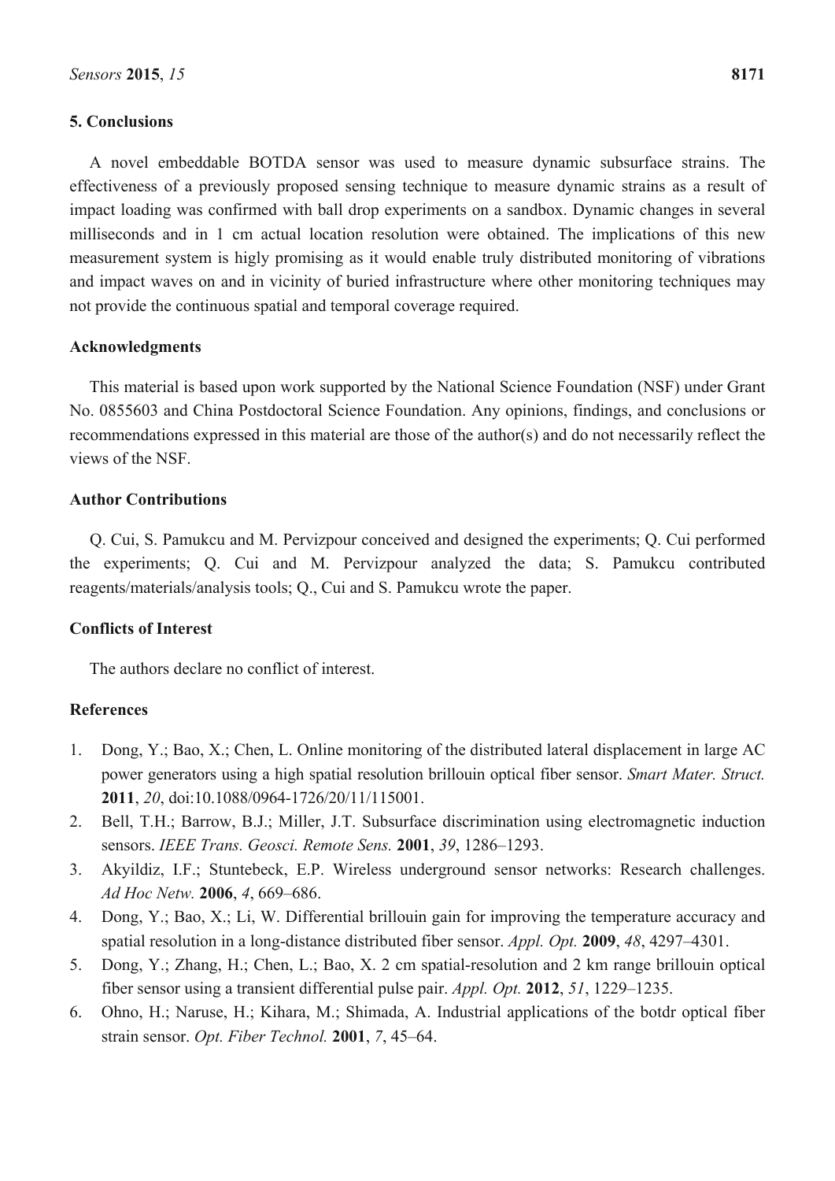## 5. Conclusions

A novel embeddable BOTDA sensor was used to measure dynamic subsurface strains. The effectiveness of a previously proposed sensing technique to measure dynamic strains as a result of impact loading was confirmed with ball drop experiments on a sandbox. Dynamic changes in several milliseconds and in 1 cm actual location resolution were obtained. The implications of this new measurement system is higly promising as it would enable truly distributed monitoring of vibrations and impact waves on and in vicinity of buried infrastructure where other monitoring techniques may not provide the continuous spatial and temporal coverage required.

## Acknowledgments

This material is based upon work supported by the National Science Foundation (NSF) under Grant No. 0855603 and China Postdoctoral Science Foundation. Any opinions, findings, and conclusions or recommendations expressed in this material are those of the author(s) and do not necessarily reflect the views of the NSF.

## Author Contributions

Q. Cui, S. Pamukcu and M. Pervizpour conceived and designed the experiments; Q. Cui performed the experiments; Q. Cui and M. Pervizpour analyzed the data; S. Pamukcu contributed reagents/materials/analysis tools; Q., Cui and S. Pamukcu wrote the paper.

## Conflicts of Interest

The authors declare no conflict of interest.

## References

1. Dong, Y.; Bao, X.; Chen, L. Online monitoring of the distributed lateral displacement in large AC power generators using a high spatial resolution brillouin optical fiber sensor. *Smart Mater. Struct.* **2011**, *20*, doi:10.1088/0964-1726/20/11/115001.
2. Bell, T.H.; Barrow, B.J.; Miller, J.T. Subsurface discrimination using electromagnetic induction sensors. *IEEE Trans. Geosci. Remote Sens.* **2001**, *39*, 1286–1293.
3. Akyildiz, I.F.; Stuntebeck, E.P. Wireless underground sensor networks: Research challenges. *Ad Hoc Netw.* **2006**, *4*, 669–686.
4. Dong, Y.; Bao, X.; Li, W. Differential brillouin gain for improving the temperature accuracy and spatial resolution in a long-distance distributed fiber sensor. *Appl. Opt.* **2009**, *48*, 4297–4301.
5. Dong, Y.; Zhang, H.; Chen, L.; Bao, X. 2 cm spatial-resolution and 2 km range brillouin optical fiber sensor using a transient differential pulse pair. *Appl. Opt.* **2012**, *51*, 1229–1235.
6. Ohno, H.; Naruse, H.; Kihara, M.; Shimada, A. Industrial applications of the botdr optical fiber strain sensor. *Opt. Fiber Technol.* **2001**, *7*, 45–64.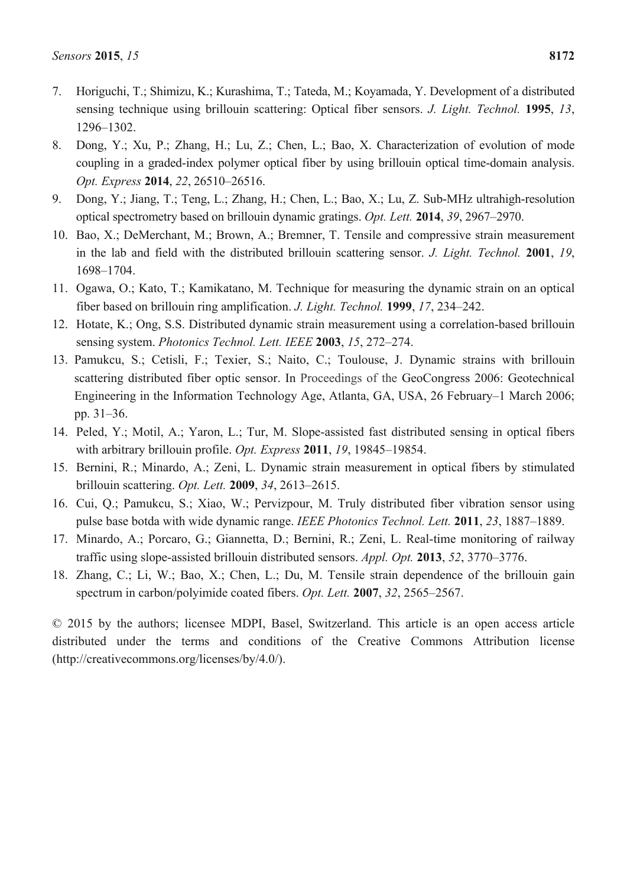7. Horiguchi, T.; Shimizu, K.; Kurashima, T.; Tateda, M.; Koyamada, Y. Development of a distributed sensing technique using brillouin scattering: Optical fiber sensors. *J. Light. Technol.* **1995**, *13*, 1296–1302.
8. Dong, Y.; Xu, P.; Zhang, H.; Lu, Z.; Chen, L.; Bao, X. Characterization of evolution of mode coupling in a graded-index polymer optical fiber by using brillouin optical time-domain analysis. *Opt. Express* **2014**, *22*, 26510–26516.
9. Dong, Y.; Jiang, T.; Teng, L.; Zhang, H.; Chen, L.; Bao, X.; Lu, Z. Sub-MHz ultrahigh-resolution optical spectrometry based on brillouin dynamic gratings. *Opt. Lett.* **2014**, *39*, 2967–2970.
10. Bao, X.; DeMerchant, M.; Brown, A.; Bremner, T. Tensile and compressive strain measurement in the lab and field with the distributed brillouin scattering sensor. *J. Light. Technol.* **2001**, *19*, 1698–1704.
11. Ogawa, O.; Kato, T.; Kamikatano, M. Technique for measuring the dynamic strain on an optical fiber based on brillouin ring amplification. *J. Light. Technol.* **1999**, *17*, 234–242.
12. Hotate, K.; Ong, S.S. Distributed dynamic strain measurement using a correlation-based brillouin sensing system. *Photonics Technol. Lett. IEEE* **2003**, *15*, 272–274.
13. Pamukcu, S.; Cetisli, F.; Texier, S.; Naito, C.; Toulouse, J. Dynamic strains with brillouin scattering distributed fiber optic sensor. In Proceedings of the GeoCongress 2006: Geotechnical Engineering in the Information Technology Age, Atlanta, GA, USA, 26 February–1 March 2006; pp. 31–36.
14. Peled, Y.; Motil, A.; Yaron, L.; Tur, M. Slope-assisted fast distributed sensing in optical fibers with arbitrary brillouin profile. *Opt. Express* **2011**, *19*, 19845–19854.
15. Bernini, R.; Minardo, A.; Zeni, L. Dynamic strain measurement in optical fibers by stimulated brillouin scattering. *Opt. Lett.* **2009**, *34*, 2613–2615.
16. Cui, Q.; Pamukcu, S.; Xiao, W.; Pervizpour, M. Truly distributed fiber vibration sensor using pulse base botda with wide dynamic range. *IEEE Photonics Technol. Lett.* **2011**, *23*, 1887–1889.
17. Minardo, A.; Porcaro, G.; Giannetta, D.; Bernini, R.; Zeni, L. Real-time monitoring of railway traffic using slope-assisted brillouin distributed sensors. *Appl. Opt.* **2013**, *52*, 3770–3776.
18. Zhang, C.; Li, W.; Bao, X.; Chen, L.; Du, M. Tensile strain dependence of the brillouin gain spectrum in carbon/polyimide coated fibers. *Opt. Lett.* **2007**, *32*, 2565–2567.

© 2015 by the authors; licensee MDPI, Basel, Switzerland. This article is an open access article distributed under the terms and conditions of the Creative Commons Attribution license (http://creativecommons.org/licenses/by/4.0/).